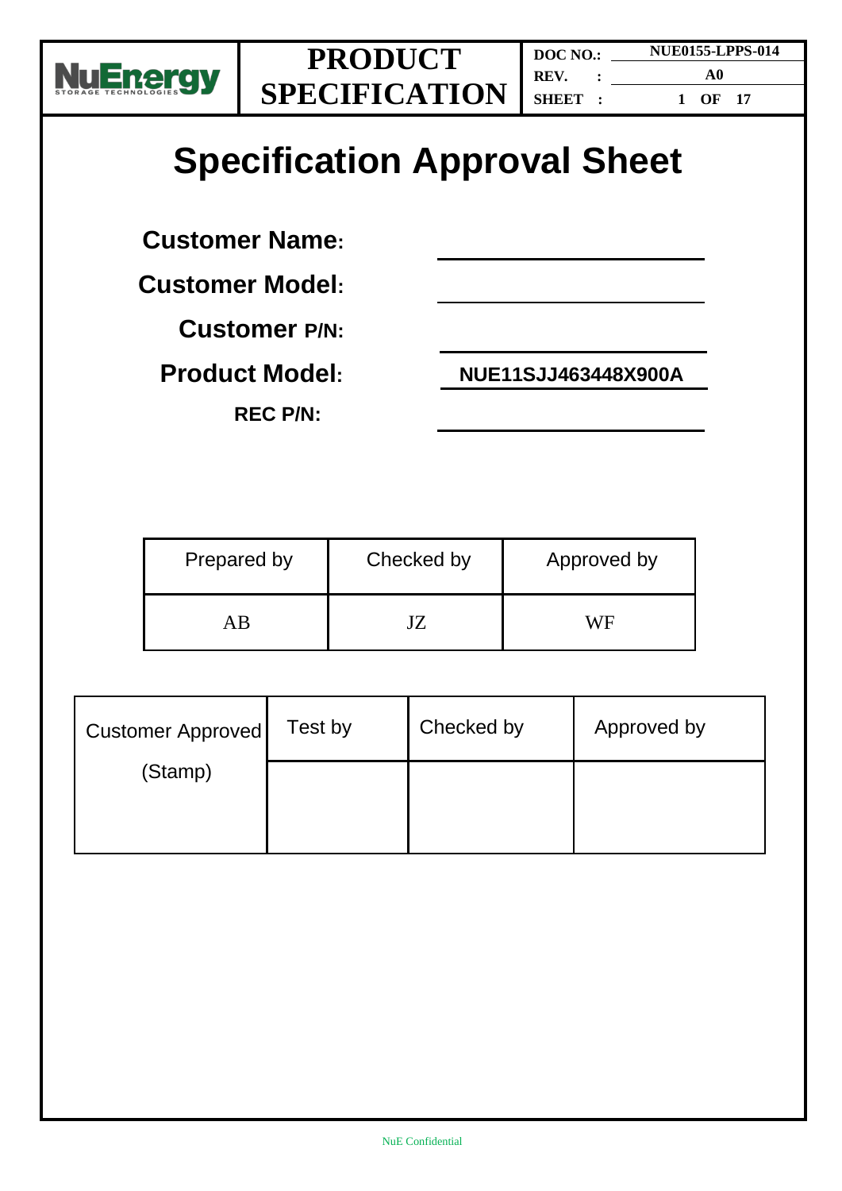# Specification Approval Sheet

**Customer Name:** ____________________

**Customer Model:** ____________________

**Customer P/N:** ____________________

**Product Model:** NUE11SJJ463448X900A

**REC P/N:** ____________________

| Prepared by | Checked by | Approved by |
|---|---|---|
| AB | JZ | WF |

| Customer Approved (Stamp) | Test by | Checked by | Approved by |
|---|---|---|---|
| | | | |

NuE Confidential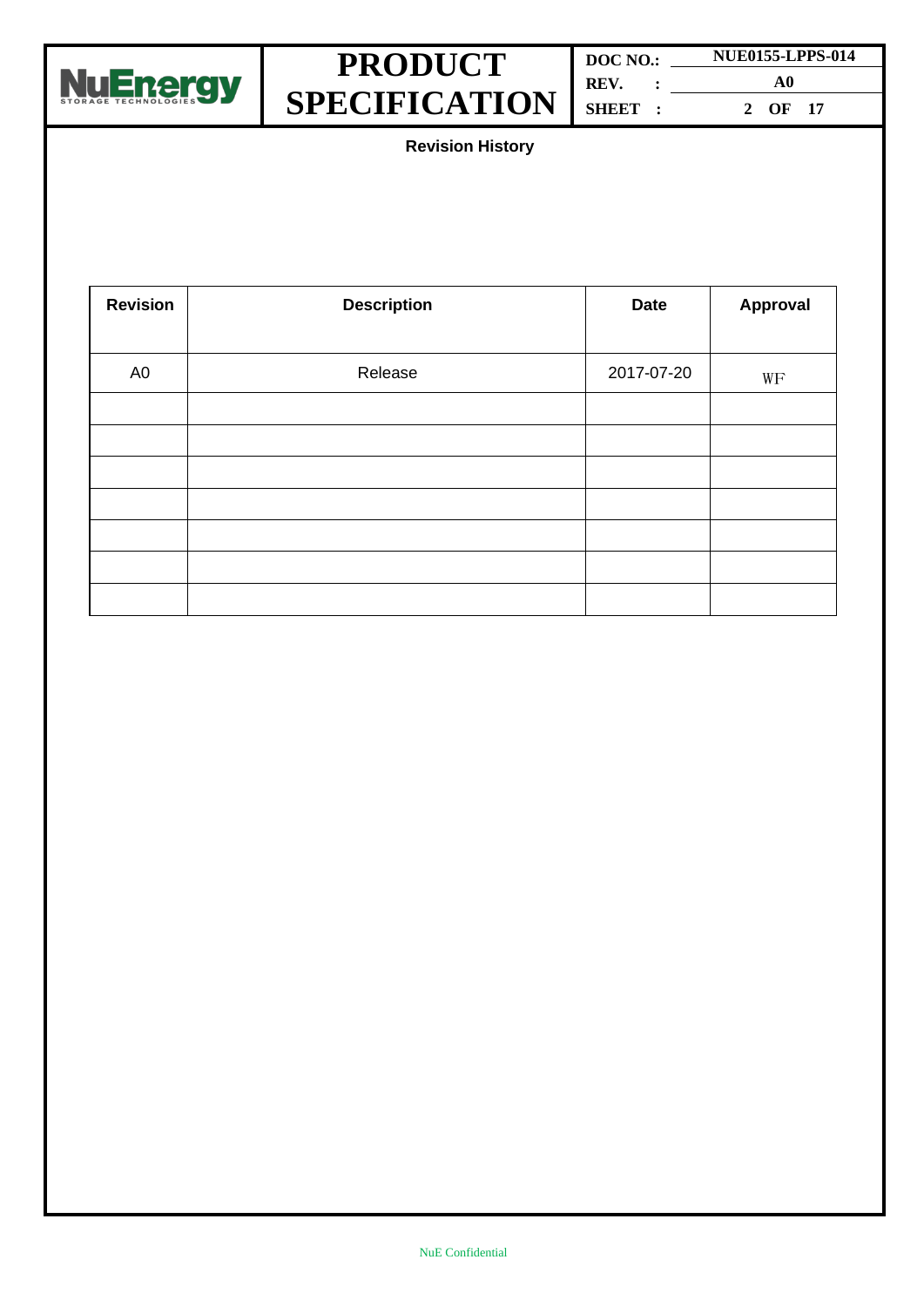## Revision History

| Revision | Description | Date | Approval |
| --- | --- | --- | --- |
| A0 | Release | 2017-07-20 | WF |
| | | | |
| | | | |
| | | | |
| | | | |
| | | | |
| | | | |
| | | | |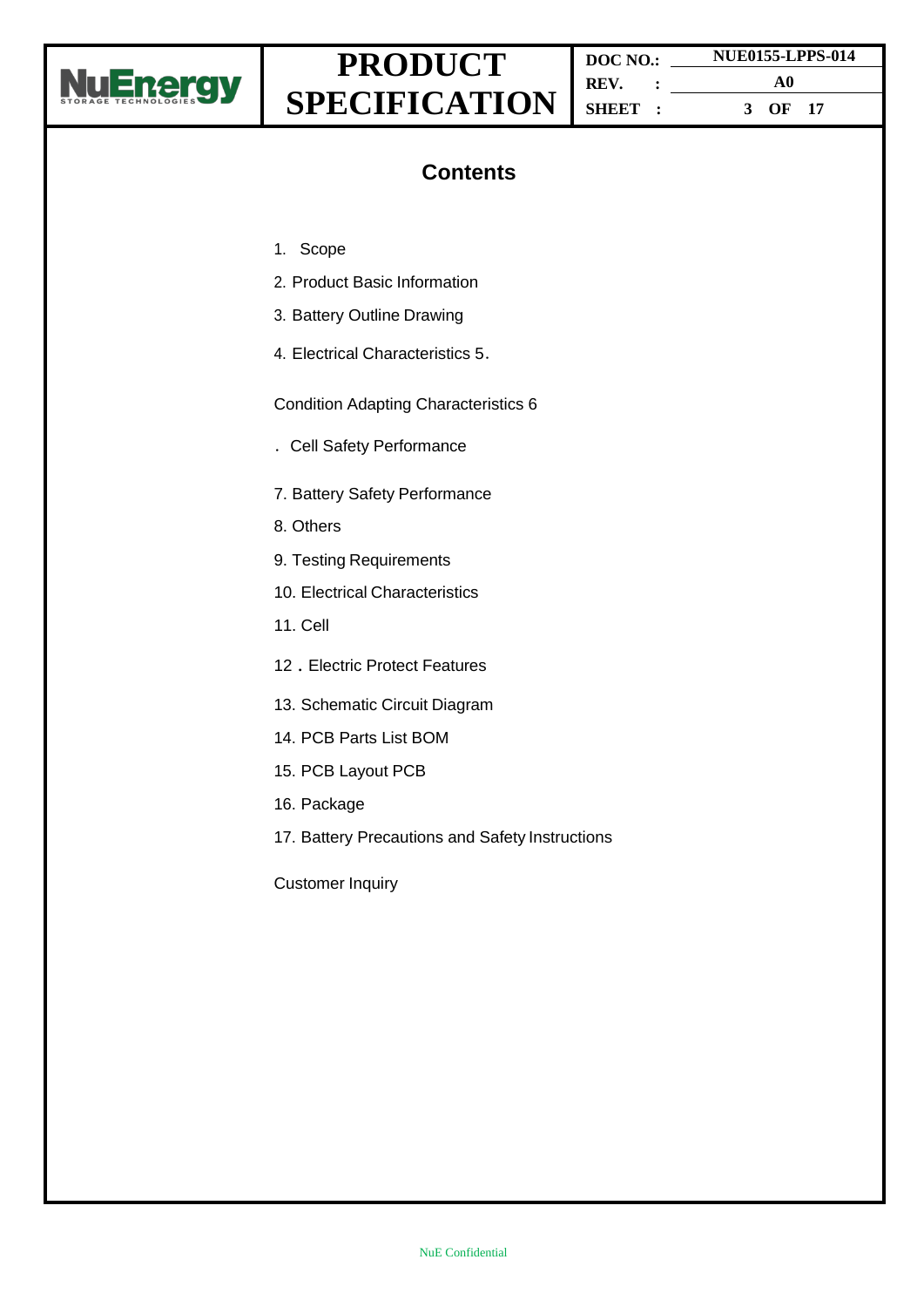# Contents

1. Scope
2. Product Basic Information
3. Battery Outline Drawing
4. Electrical Characteristics 5.

Condition Adapting Characteristics 6

. Cell Safety Performance

7. Battery Safety Performance
8. Others
9. Testing Requirements
10. Electrical Characteristics
11. Cell
12．Electric Protect Features
13. Schematic Circuit Diagram
14. PCB Parts List BOM
15. PCB Layout PCB
16. Package
17. Battery Precautions and Safety Instructions

Customer Inquiry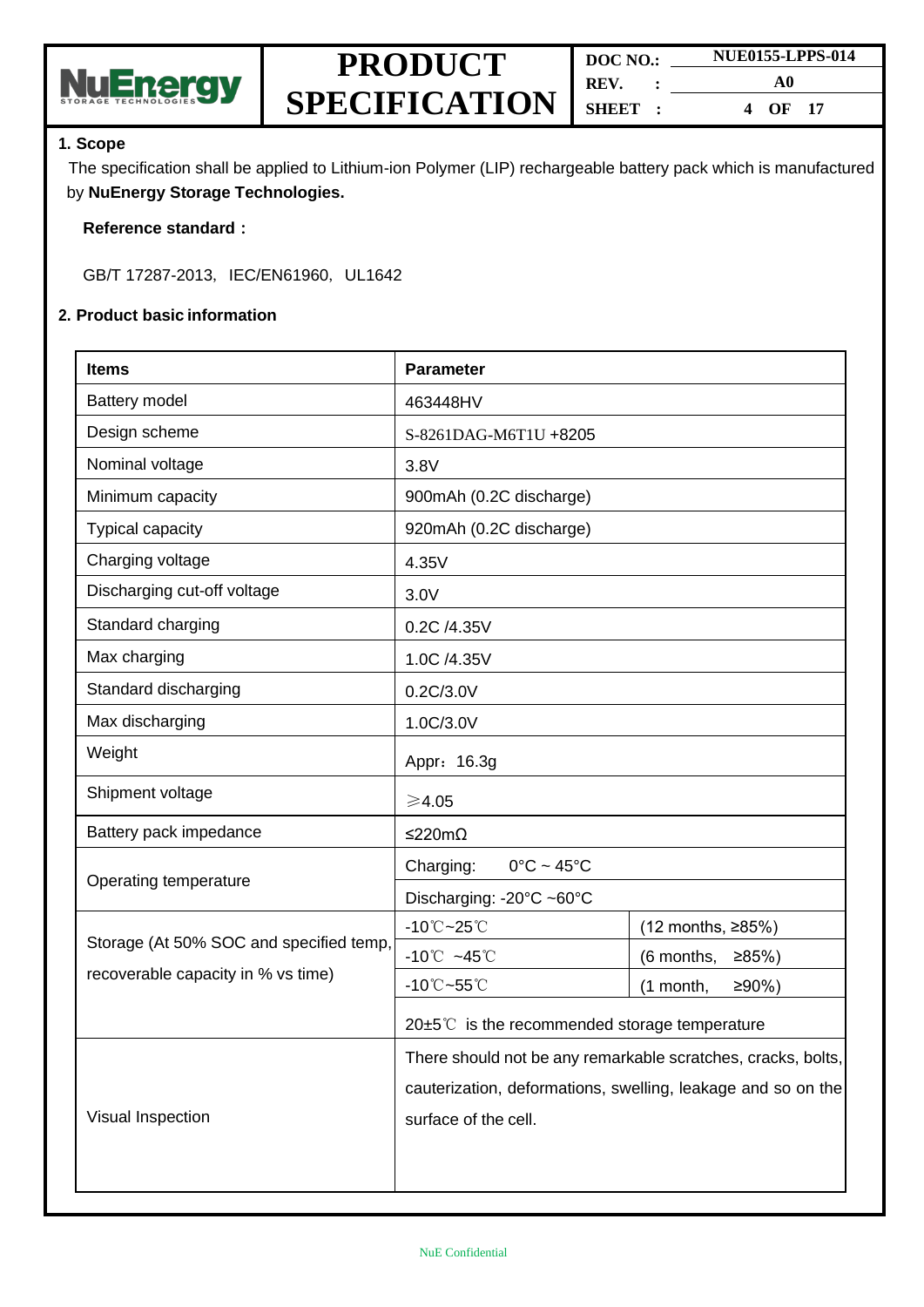## 1. Scope

The specification shall be applied to Lithium-ion Polymer (LIP) rechargeable battery pack which is manufactured by **NuEnergy Storage Technologies.**

**Reference standard：**

GB/T 17287-2013, IEC/EN61960, UL1642

## 2. Product basic information

| Items | Parameter | |
|---|---|---|
| Battery model | 463448HV | |
| Design scheme | S-8261DAG-M6T1U +8205 | |
| Nominal voltage | 3.8V | |
| Minimum capacity | 900mAh (0.2C discharge) | |
| Typical capacity | 920mAh (0.2C discharge) | |
| Charging voltage | 4.35V | |
| Discharging cut-off voltage | 3.0V | |
| Standard charging | 0.2C /4.35V | |
| Max charging | 1.0C /4.35V | |
| Standard discharging | 0.2C/3.0V | |
| Max discharging | 1.0C/3.0V | |
| Weight | Appr：16.3g | |
| Shipment voltage | ≥4.05 | |
| Battery pack impedance | ≤220mΩ | |
| Operating temperature | Charging: 0°C ~ 45°C | |
| | Discharging: -20°C ~60°C | |
| Storage (At 50% SOC and specified temp, recoverable capacity in % vs time) | -10℃~25℃ | (12 months, ≥85%) |
| | -10℃ ~45℃ | (6 months, ≥85%) |
| | -10℃~55℃ | (1 month, ≥90%) |
| | 20±5℃ is the recommended storage temperature | |
| Visual Inspection | There should not be any remarkable scratches, cracks, bolts, cauterization, deformations, swelling, leakage and so on the surface of the cell. | |

NuE Confidential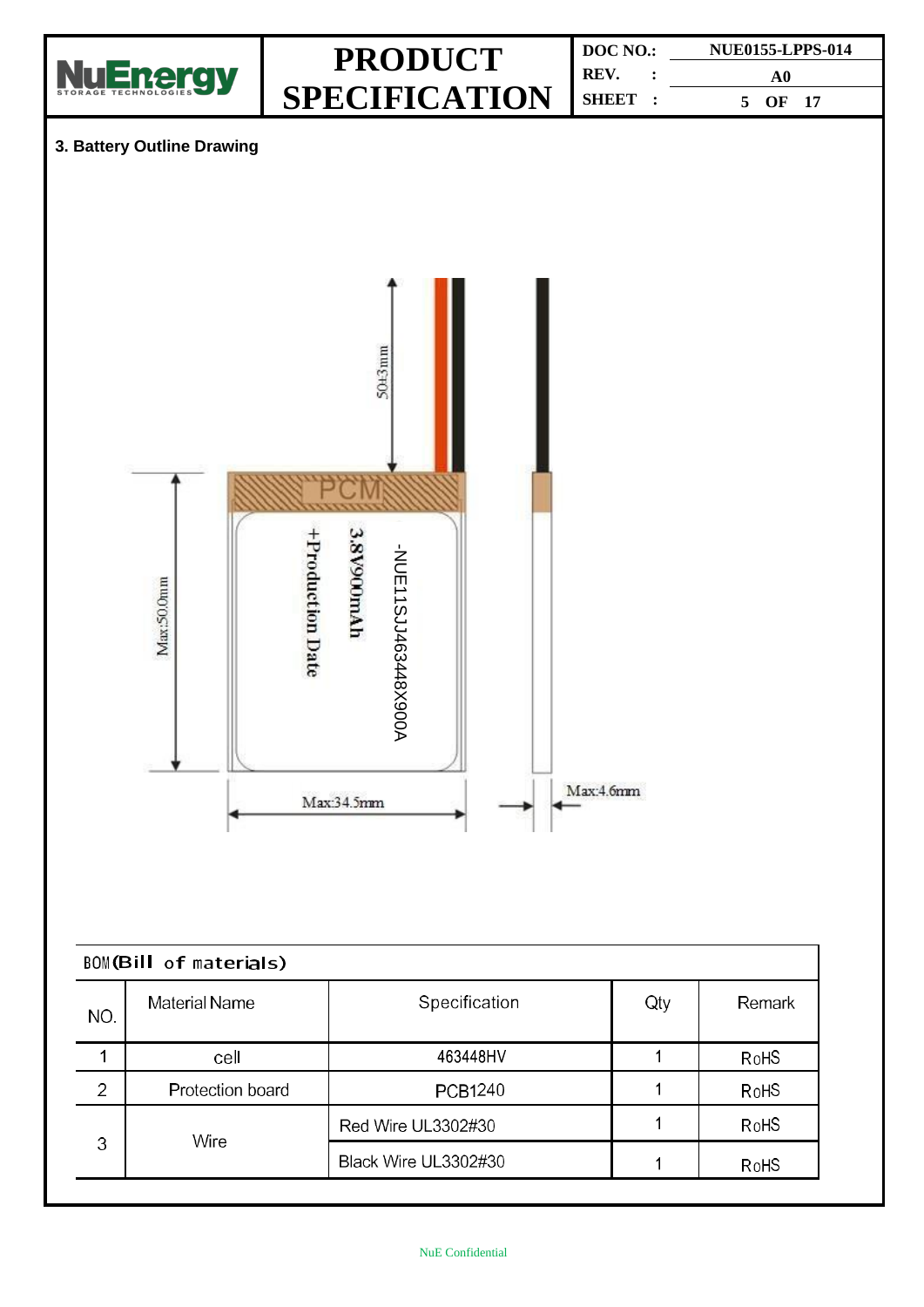### 3. Battery Outline Drawing

50±3mm

PCM

+Production Date

3.8V900mAh

-NUE11SJJ463448X900A

Max:50.0mm

Max:34.5mm

Max:4.6mm

| BOM(Bill of materials) | | | | |
|---|---|---|---|---|
| NO. | Material Name | Specification | Qty | Remark |
| 1 | cell | 463448HV | 1 | RoHS |
| 2 | Protection board | PCB1240 | 1 | RoHS |
| 3 | Wire | Red Wire UL3302#30 | 1 | RoHS |
| | | Black Wire UL3302#30 | 1 | RoHS |

NuE Confidential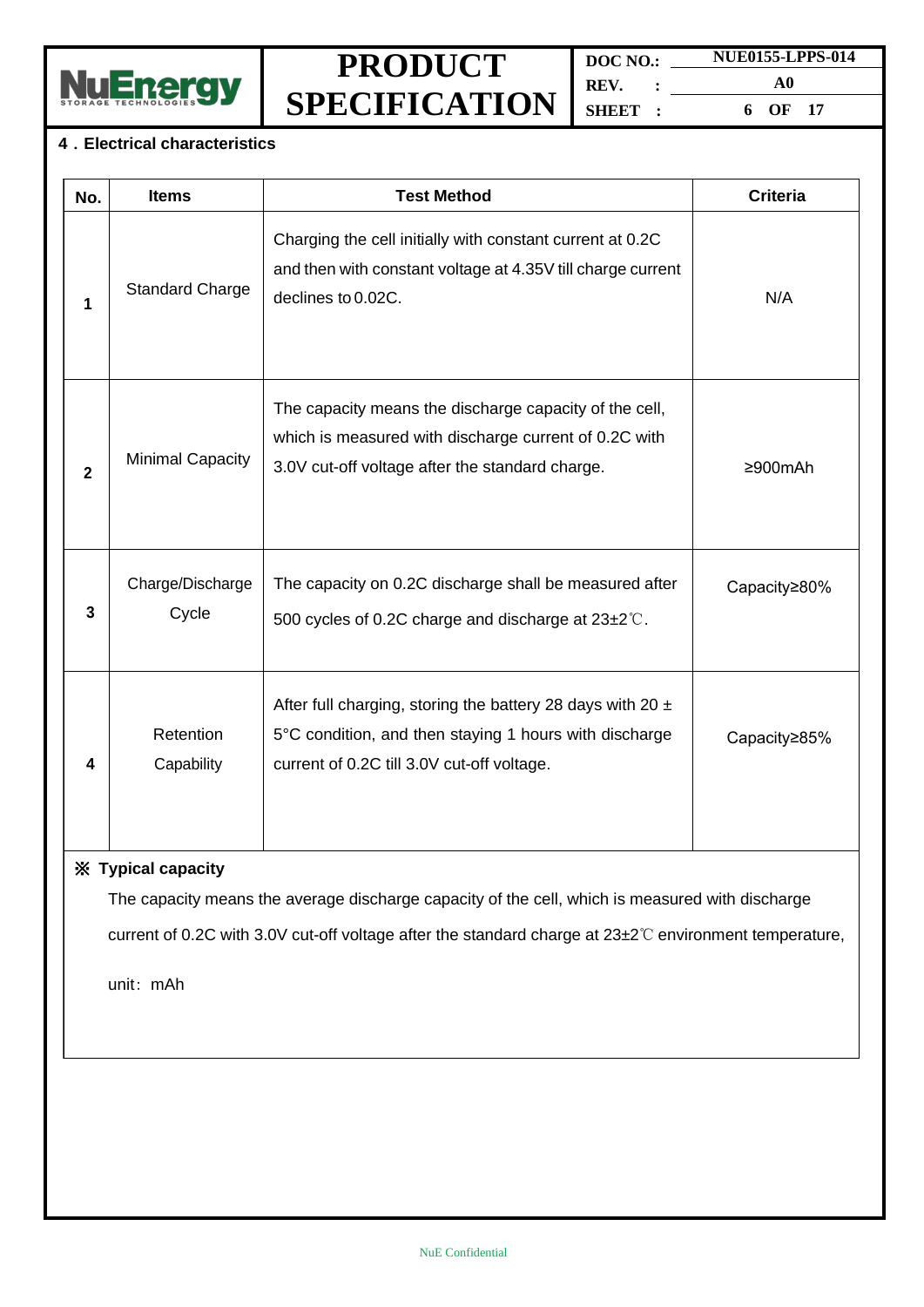## 4．Electrical characteristics

| No. | Items | Test Method | Criteria |
|---|---|---|---|
| 1 | Standard Charge | Charging the cell initially with constant current at 0.2C and then with constant voltage at 4.35V till charge current declines to 0.02C. | N/A |
| 2 | Minimal Capacity | The capacity means the discharge capacity of the cell, which is measured with discharge current of 0.2C with 3.0V cut-off voltage after the standard charge. | ≥900mAh |
| 3 | Charge/Discharge Cycle | The capacity on 0.2C discharge shall be measured after 500 cycles of 0.2C charge and discharge at 23±2℃. | Capacity≥80% |
| 4 | Retention Capability | After full charging, storing the battery 28 days with 20 ± 5°C condition, and then staying 1 hours with discharge current of 0.2C till 3.0V cut-off voltage. | Capacity≥85% |

**※ Typical capacity**

The capacity means the average discharge capacity of the cell, which is measured with discharge current of 0.2C with 3.0V cut-off voltage after the standard charge at 23±2℃ environment temperature,

unit：mAh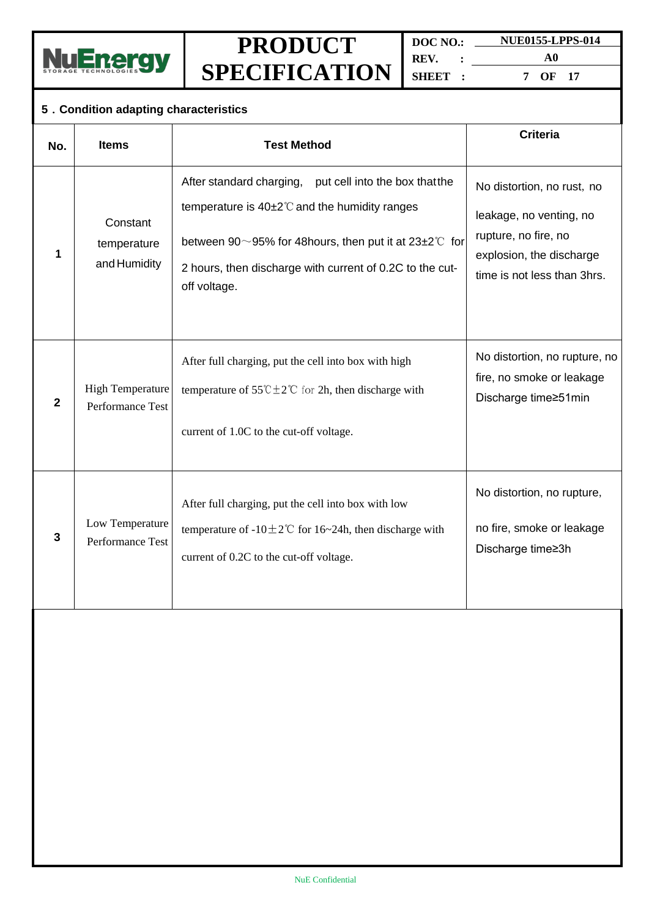## 5．Condition adapting characteristics

| No. | Items | Test Method | Criteria |
|---|---|---|---|
| 1 | Constant temperature and Humidity | After standard charging, put cell into the box thatthe temperature is 40±2℃ and the humidity ranges between 90～95% for 48hours, then put it at 23±2℃ for 2 hours, then discharge with current of 0.2C to the cut-off voltage. | No distortion, no rust, no leakage, no venting, no rupture, no fire, no explosion, the discharge time is not less than 3hrs. |
| 2 | High Temperature Performance Test | After full charging, put the cell into box with high temperature of 55℃±2℃ for 2h, then discharge with current of 1.0C to the cut-off voltage. | No distortion, no rupture, no fire, no smoke or leakage Discharge time≥51min |
| 3 | Low Temperature Performance Test | After full charging, put the cell into box with low temperature of -10±2℃ for 16~24h, then discharge with current of 0.2C to the cut-off voltage. | No distortion, no rupture, no fire, smoke or leakage Discharge time≥3h |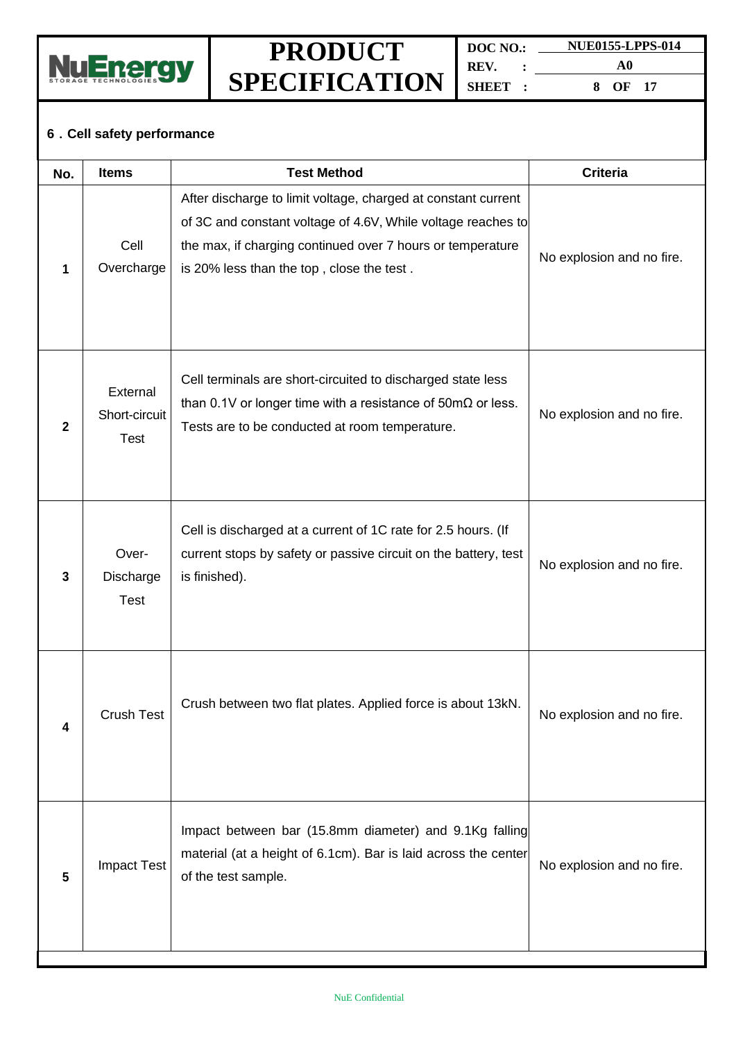## 6．Cell safety performance

| No. | Items | Test Method | Criteria |
|---|---|---|---|
| 1 | Cell Overcharge | After discharge to limit voltage, charged at constant current of 3C and constant voltage of 4.6V, While voltage reaches to the max, if charging continued over 7 hours or temperature is 20% less than the top , close the test . | No explosion and no fire. |
| 2 | External Short-circuit Test | Cell terminals are short-circuited to discharged state less than 0.1V or longer time with a resistance of 50mΩ or less. Tests are to be conducted at room temperature. | No explosion and no fire. |
| 3 | Over-Discharge Test | Cell is discharged at a current of 1C rate for 2.5 hours. (If current stops by safety or passive circuit on the battery, test is finished). | No explosion and no fire. |
| 4 | Crush Test | Crush between two flat plates. Applied force is about 13kN. | No explosion and no fire. |
| 5 | Impact Test | Impact between bar (15.8mm diameter) and 9.1Kg falling material (at a height of 6.1cm). Bar is laid across the center of the test sample. | No explosion and no fire. |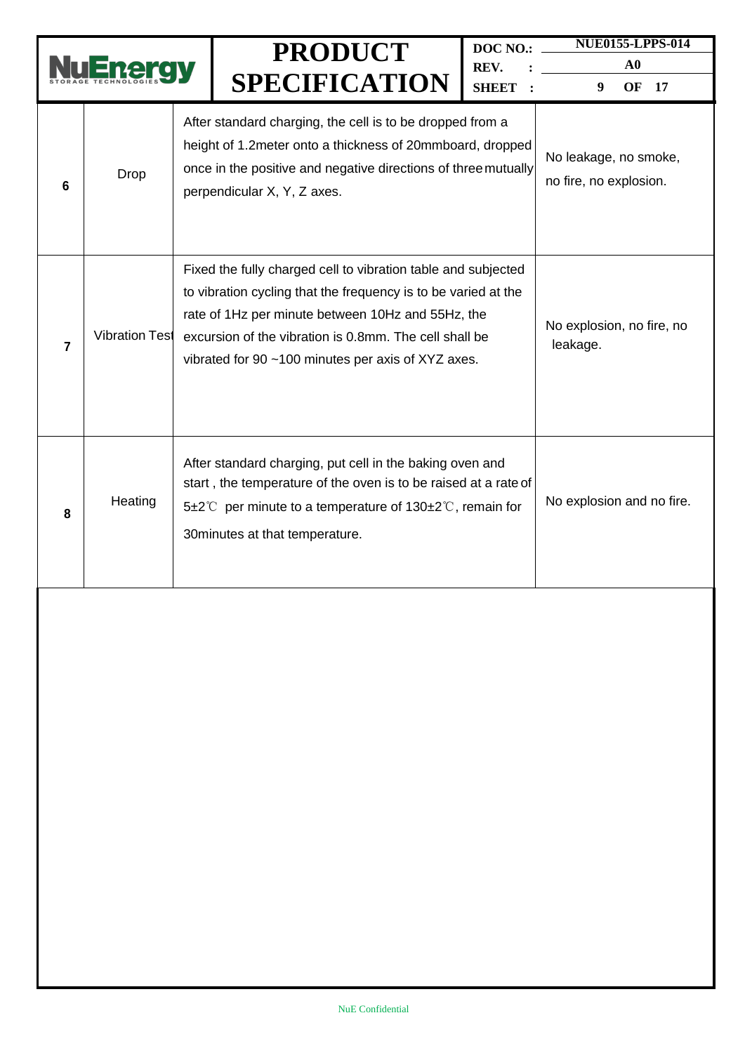| 6 | Drop | After standard charging, the cell is to be dropped from a height of 1.2meter onto a thickness of 20mmboard, dropped once in the positive and negative directions of three mutually perpendicular X, Y, Z axes. | No leakage, no smoke, no fire, no explosion. |
|---|---|---|---|
| 7 | Vibration Test | Fixed the fully charged cell to vibration table and subjected to vibration cycling that the frequency is to be varied at the rate of 1Hz per minute between 10Hz and 55Hz, the excursion of the vibration is 0.8mm. The cell shall be vibrated for 90 ~100 minutes per axis of XYZ axes. | No explosion, no fire, no leakage. |
| 8 | Heating | After standard charging, put cell in the baking oven and start , the temperature of the oven is to be raised at a rate of 5±2℃ per minute to a temperature of 130±2℃, remain for 30minutes at that temperature. | No explosion and no fire. |

NuE Confidential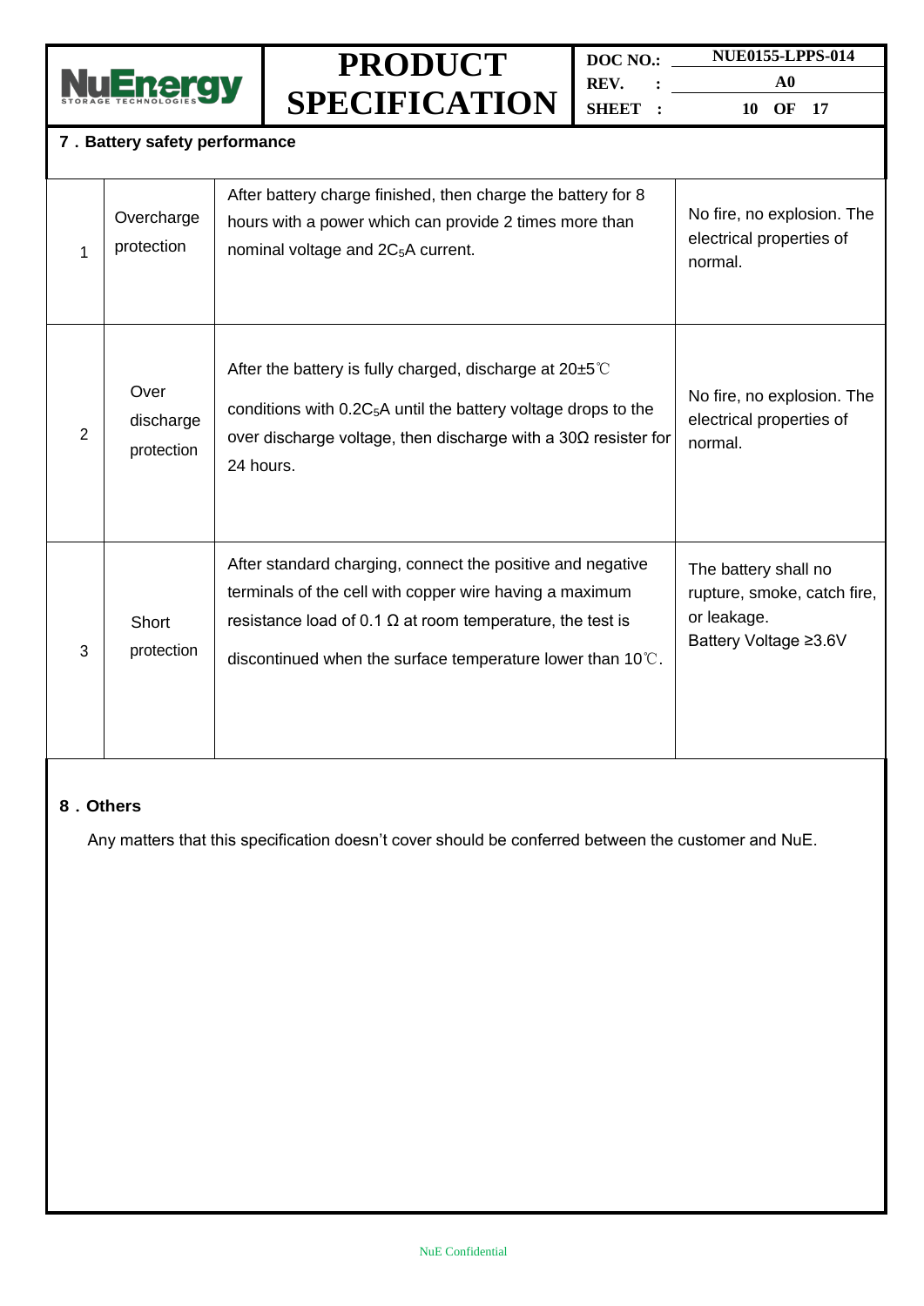## 7．Battery safety performance

| | | | |
|---|---|---|---|
| 1 | Overcharge protection | After battery charge finished, then charge the battery for 8 hours with a power which can provide 2 times more than nominal voltage and $2C_5$A current. | No fire, no explosion. The electrical properties of normal. |
| 2 | Over discharge protection | After the battery is fully charged, discharge at 20±5℃ conditions with $0.2C_5$A until the battery voltage drops to the over discharge voltage, then discharge with a 30Ω resister for 24 hours. | No fire, no explosion. The electrical properties of normal. |
| 3 | Short protection | After standard charging, connect the positive and negative terminals of the cell with copper wire having a maximum resistance load of 0.1 Ω at room temperature, the test is discontinued when the surface temperature lower than 10℃. | The battery shall no rupture, smoke, catch fire, or leakage. Battery Voltage ≥3.6V |

## 8．Others

Any matters that this specification doesn't cover should be conferred between the customer and NuE.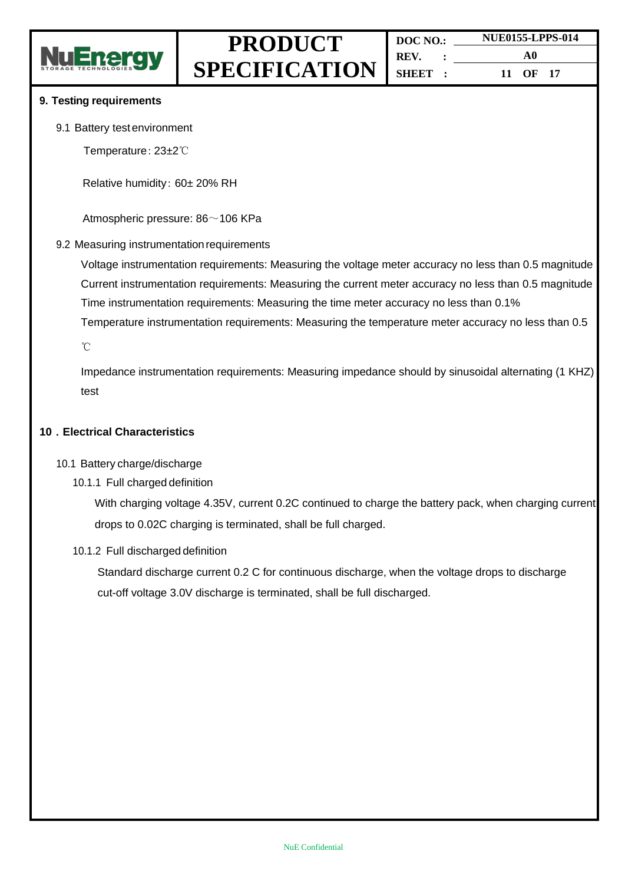## 9. Testing requirements

9.1 Battery test environment

Temperature：23±2℃

Relative humidity：60± 20% RH

Atmospheric pressure: 86～106 KPa

9.2 Measuring instrumentation requirements

Voltage instrumentation requirements: Measuring the voltage meter accuracy no less than 0.5 magnitude

Current instrumentation requirements: Measuring the current meter accuracy no less than 0.5 magnitude

Time instrumentation requirements: Measuring the time meter accuracy no less than 0.1%

Temperature instrumentation requirements: Measuring the temperature meter accuracy no less than 0.5 ℃

Impedance instrumentation requirements: Measuring impedance should by sinusoidal alternating (1 KHZ) test

## 10．Electrical Characteristics

10.1 Battery charge/discharge

10.1.1 Full charged definition

With charging voltage 4.35V, current 0.2C continued to charge the battery pack, when charging current drops to 0.02C charging is terminated, shall be full charged.

10.1.2 Full discharged definition

Standard discharge current 0.2 C for continuous discharge, when the voltage drops to discharge cut-off voltage 3.0V discharge is terminated, shall be full discharged.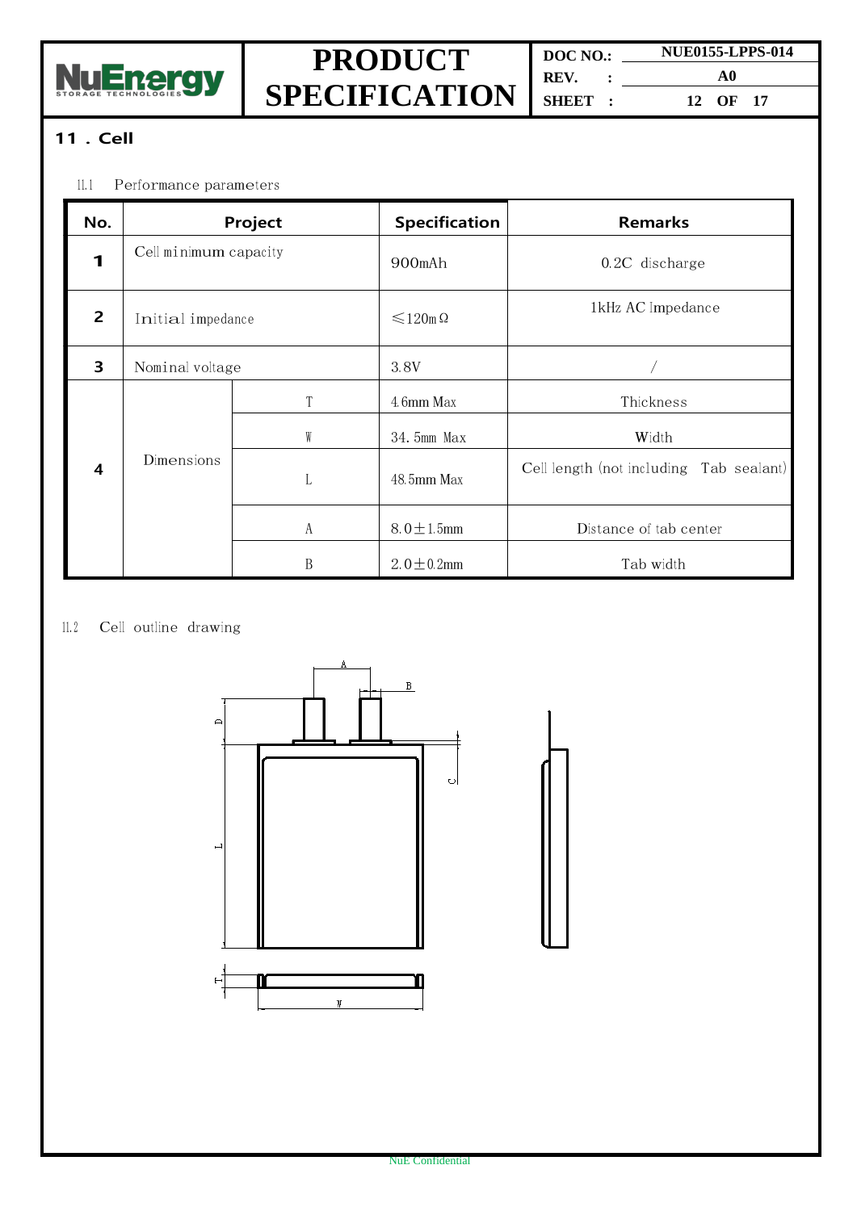## 11 . Cell

11.1 Performance parameters

| No. | Project | | Specification | Remarks |
|---|---|---|---|---|
| 1 | Cell minimum capacity | | 900mAh | 0.2C discharge |
| 2 | Initial impedance | | ≤120mΩ | 1kHz AC Impedance |
| 3 | Nominal voltage | | 3.8V | / |
| 4 | Dimensions | T | 4.6mm Max | Thickness |
| | | W | 34.5mm Max | Width |
| | | L | 48.5mm Max | Cell length (not including Tab sealant) |
| | | A | 8.0±1.5mm | Distance of tab center |
| | | B | 2.0±0.2mm | Tab width |

11.2 Cell outline drawing

A B D C L T W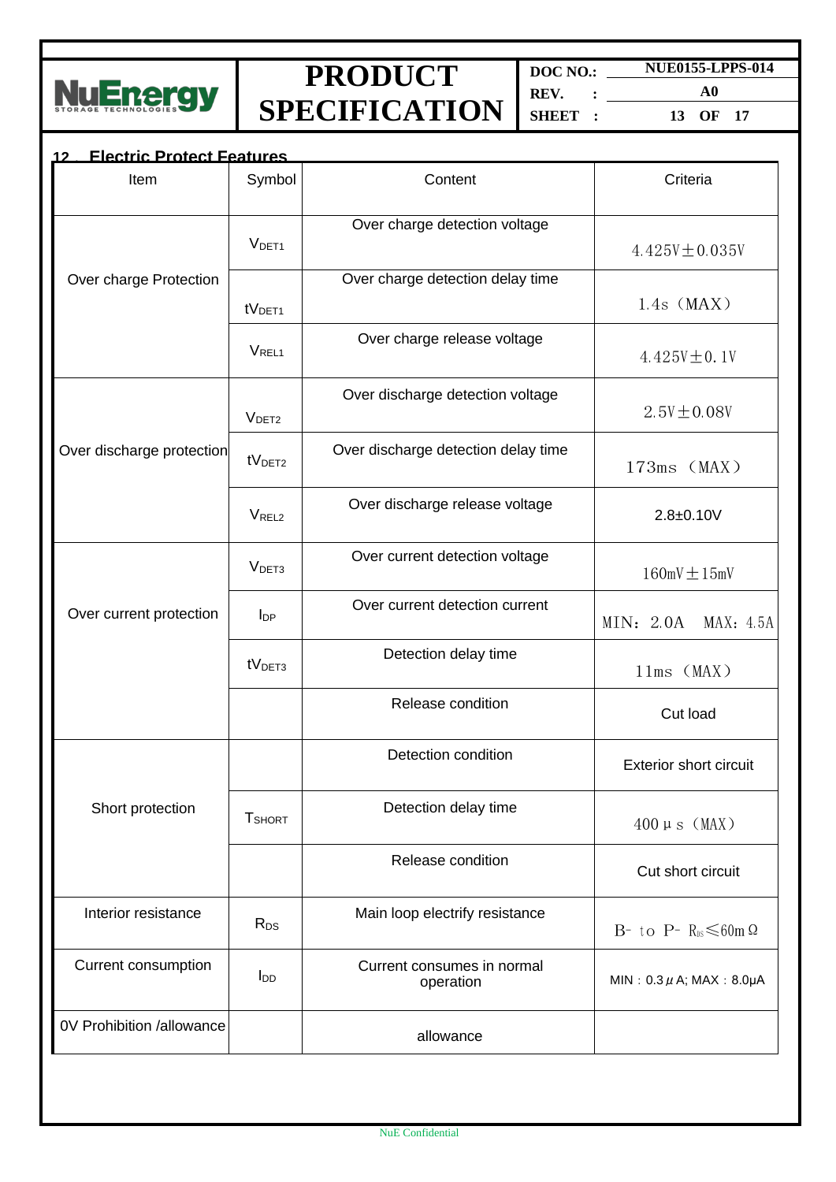## 12. Electric Protect Features

| Item | Symbol | Content | Criteria |
|---|---|---|---|
| Over charge Protection | $V_{DET1}$ | Over charge detection voltage | 4.425V±0.035V |
| | $tV_{DET1}$ | Over charge detection delay time | 1.4s（MAX） |
| | $V_{REL1}$ | Over charge release voltage | 4.425V±0.1V |
| Over discharge protection | $V_{DET2}$ | Over discharge detection voltage | 2.5V±0.08V |
| | $tV_{DET2}$ | Over discharge detection delay time | 173ms（MAX） |
| | $V_{REL2}$ | Over discharge release voltage | 2.8±0.10V |
| Over current protection | $V_{DET3}$ | Over current detection voltage | 160mV±15mV |
| | $I_{DP}$ | Over current detection current | MIN：2.0A　MAX：4.5A |
| | $tV_{DET3}$ | Detection delay time | 11ms（MAX） |
| | | Release condition | Cut load |
| Short protection | | Detection condition | Exterior short circuit |
| | $T_{SHORT}$ | Detection delay time | 400μs（MAX） |
| | | Release condition | Cut short circuit |
| Interior resistance | $R_{DS}$ | Main loop electrify resistance | B- to P- $R_{DS}$≤60mΩ |
| Current consumption | $I_{DD}$ | Current consumes in normal operation | MIN：0.3μA; MAX：8.0μA |
| 0V Prohibition /allowance | | allowance | |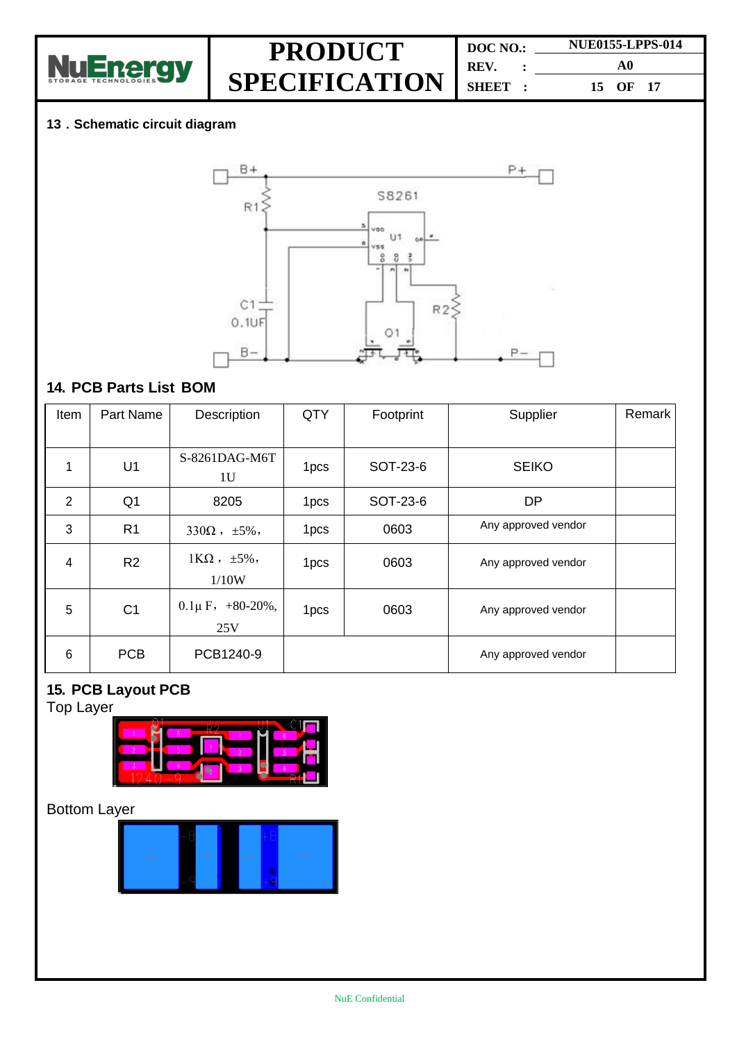## 13．Schematic circuit diagram

## 14. PCB Parts List BOM

| Item | Part Name | Description | QTY | Footprint | Supplier | Remark |
|---|---|---|---|---|---|---|
| 1 | U1 | S-8261DAG-M6T 1U | 1pcs | SOT-23-6 | SEIKO | |
| 2 | Q1 | 8205 | 1pcs | SOT-23-6 | DP | |
| 3 | R1 | 330Ω，±5%， | 1pcs | 0603 | Any approved vendor | |
| 4 | R2 | 1KΩ，±5%，1/10W | 1pcs | 0603 | Any approved vendor | |
| 5 | C1 | 0.1μF，+80-20%, 25V | 1pcs | 0603 | Any approved vendor | |
| 6 | PCB | PCB1240-9 | | | Any approved vendor | |

## 15. PCB Layout PCB

Top Layer

Bottom Layer

NuE Confidential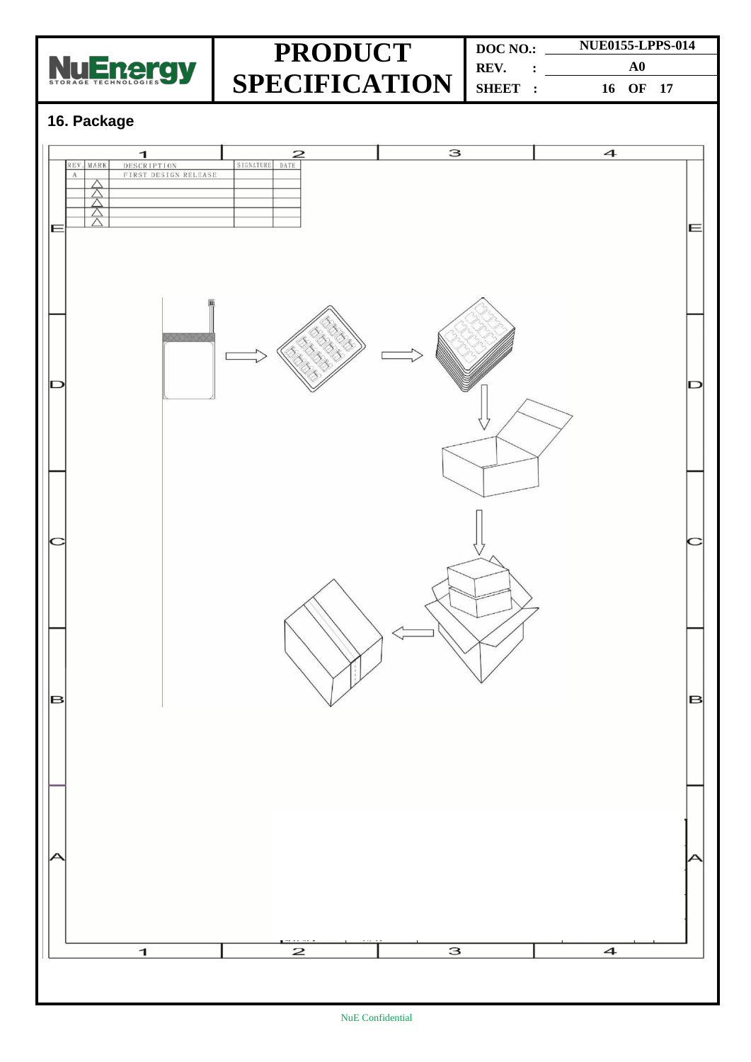## 16. Package

| REV. | MARK | DESCRIPTION | SIGNATURE | DATE |
|---|---|---|---|---|
| A | | FIRST DESIGN RELEASE | | |
| | △ | | | |
| | △ | | | |
| | △ | | | |
| | △ | | | |
| | △ | | | |

NuE Confidential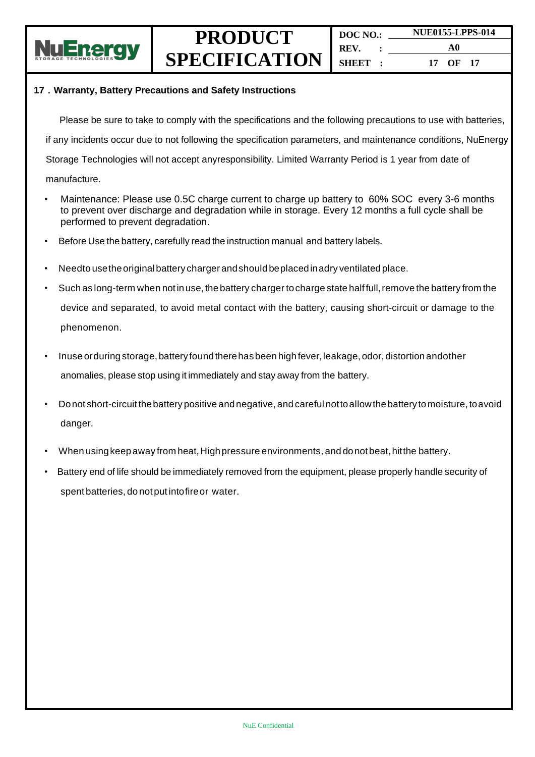## 17．Warranty, Battery Precautions and Safety Instructions

Please be sure to take to comply with the specifications and the following precautions to use with batteries, if any incidents occur due to not following the specification parameters, and maintenance conditions, NuEnergy Storage Technologies will not accept anyresponsibility. Limited Warranty Period is 1 year from date of manufacture.

- Maintenance: Please use 0.5C charge current to charge up battery to 60% SOC every 3-6 months to prevent over discharge and degradation while in storage. Every 12 months a full cycle shall be performed to prevent degradation.
- Before Use the battery, carefully read the instruction manual and battery labels.
- Needto usethe original battery charger andshould beplaced inadry ventilated place.
- Such as long-term when not in use, the battery charger to charge state half full, remove the battery from the device and separated, to avoid metal contact with the battery, causing short-circuit or damage to the phenomenon.
- Inuse orduring storage, battery found there has been high fever, leakage, odor, distortion andother anomalies, please stop using it immediately and stay away from the battery.
- Donot short-circuit the battery positive and negative, and careful nottoallow the battery to moisture, toavoid danger.
- When using keep away from heat, High pressure environments, and do not beat, hitthe battery.
- Battery end of life should be immediately removed from the equipment, please properly handle security of spent batteries, do not put intofire or water.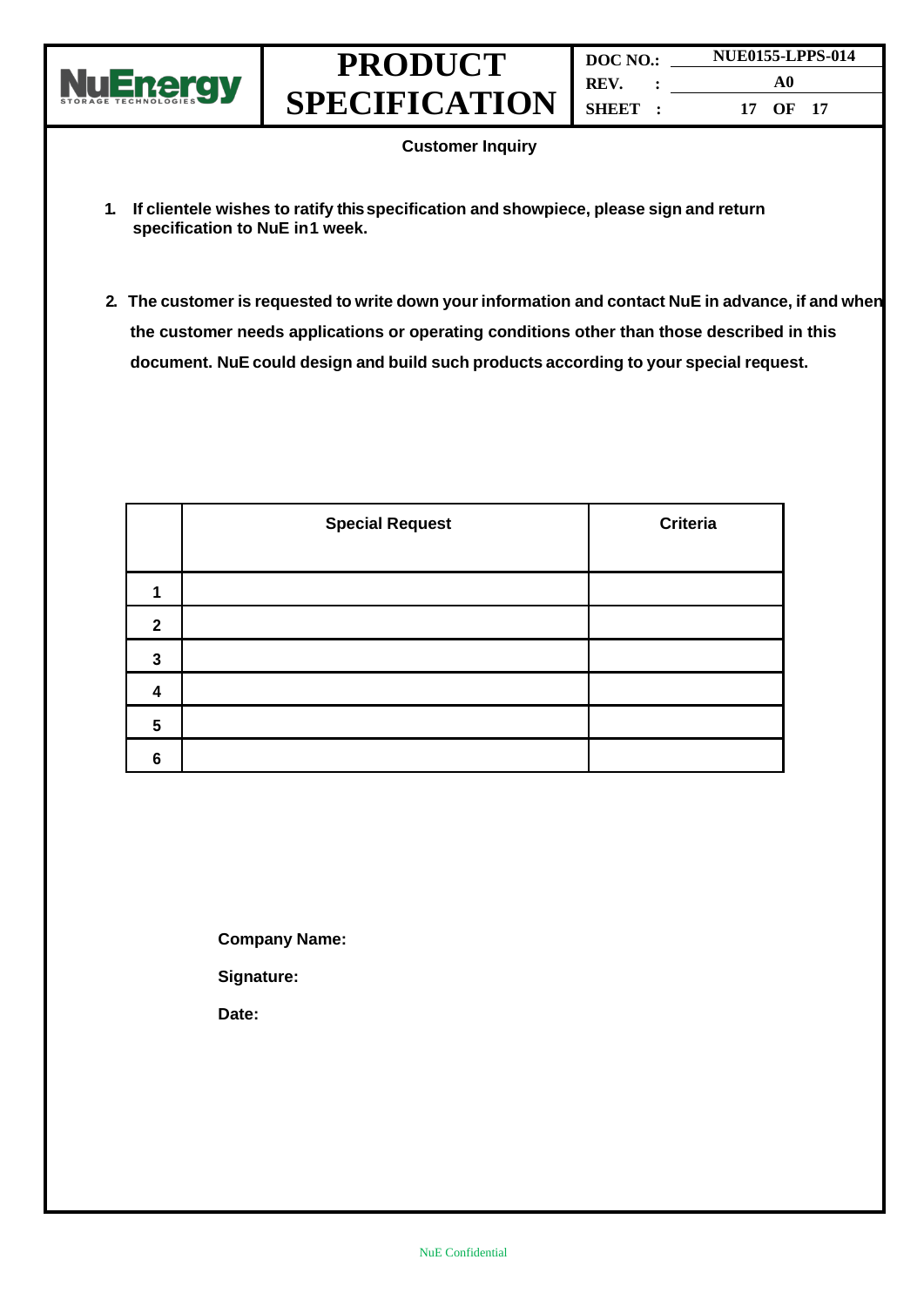**Customer Inquiry**

1. **If clientele wishes to ratify this specification and showpiece, please sign and return specification to NuE in 1 week.**

2. **The customer is requested to write down your information and contact NuE in advance, if and when the customer needs applications or operating conditions other than those described in this document. NuE could design and build such products according to your special request.**

| | Special Request | Criteria |
|---|---|---|
| 1 | | |
| 2 | | |
| 3 | | |
| 4 | | |
| 5 | | |
| 6 | | |

**Company Name:**

**Signature:**

**Date:**

NuE Confidential